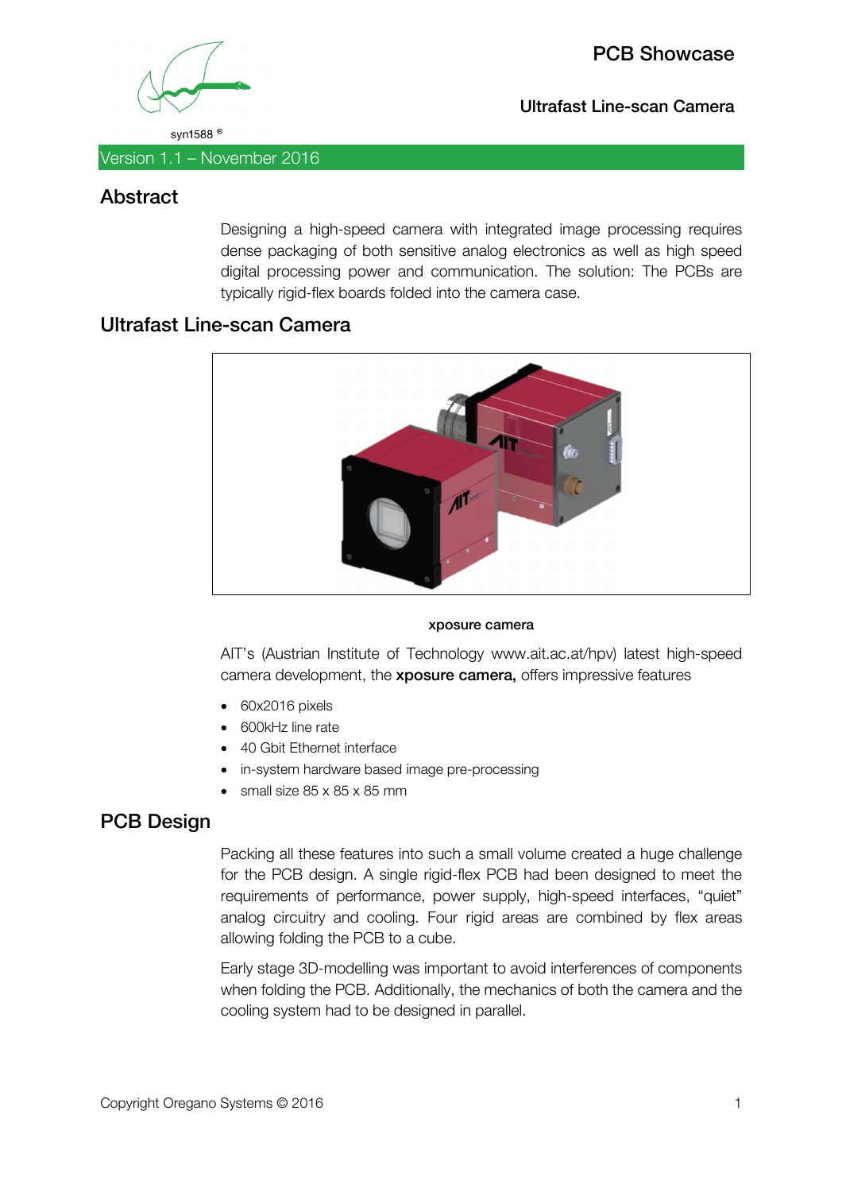syn1588 ®

# PCB Showcase

## Ultrafast Line-scan Camera

Version 1.1 – November 2016

## Abstract

Designing a high-speed camera with integrated image processing requires dense packaging of both sensitive analog electronics as well as high speed digital processing power and communication. The solution: The PCBs are typically rigid-flex boards folded into the camera case.

## Ultrafast Line-scan Camera

**xposure camera**

AIT's (Austrian Institute of Technology www.ait.ac.at/hpv) latest high-speed camera development, the **xposure camera,** offers impressive features

- 60x2016 pixels
- 600kHz line rate
- 40 Gbit Ethernet interface
- in-system hardware based image pre-processing
- small size 85 x 85 x 85 mm

## PCB Design

Packing all these features into such a small volume created a huge challenge for the PCB design. A single rigid-flex PCB had been designed to meet the requirements of performance, power supply, high-speed interfaces, "quiet" analog circuitry and cooling. Four rigid areas are combined by flex areas allowing folding the PCB to a cube.

Early stage 3D-modelling was important to avoid interferences of components when folding the PCB. Additionally, the mechanics of both the camera and the cooling system had to be designed in parallel.

Copyright Oregano Systems © 2016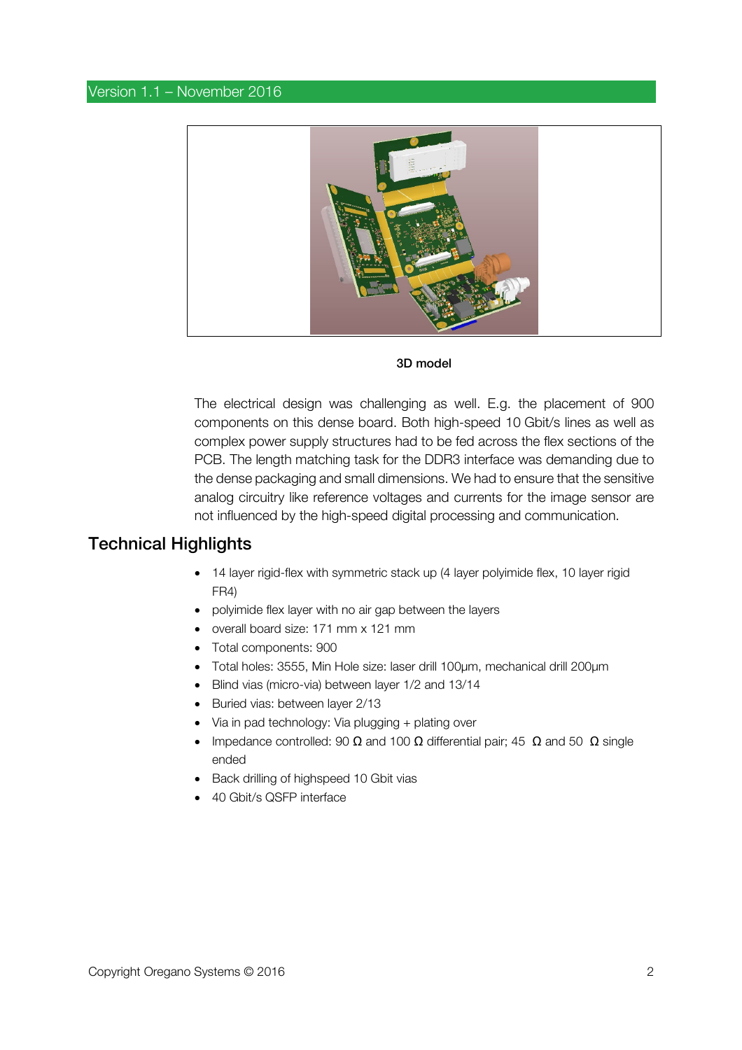Version 1.1 – November 2016

**3D model**

The electrical design was challenging as well. E.g. the placement of 900 components on this dense board. Both high-speed 10 Gbit/s lines as well as complex power supply structures had to be fed across the flex sections of the PCB. The length matching task for the DDR3 interface was demanding due to the dense packaging and small dimensions. We had to ensure that the sensitive analog circuitry like reference voltages and currents for the image sensor are not influenced by the high-speed digital processing and communication.

## Technical Highlights

- 14 layer rigid-flex with symmetric stack up (4 layer polyimide flex, 10 layer rigid FR4)
- polyimide flex layer with no air gap between the layers
- overall board size: 171 mm x 121 mm
- Total components: 900
- Total holes: 3555, Min Hole size: laser drill 100µm, mechanical drill 200µm
- Blind vias (micro-via) between layer 1/2 and 13/14
- Buried vias: between layer 2/13
- Via in pad technology: Via plugging + plating over
- Impedance controlled: 90 Ω and 100 Ω differential pair; 45 Ω and 50 Ω single ended
- Back drilling of highspeed 10 Gbit vias
- 40 Gbit/s QSFP interface

Copyright Oregano Systems © 2016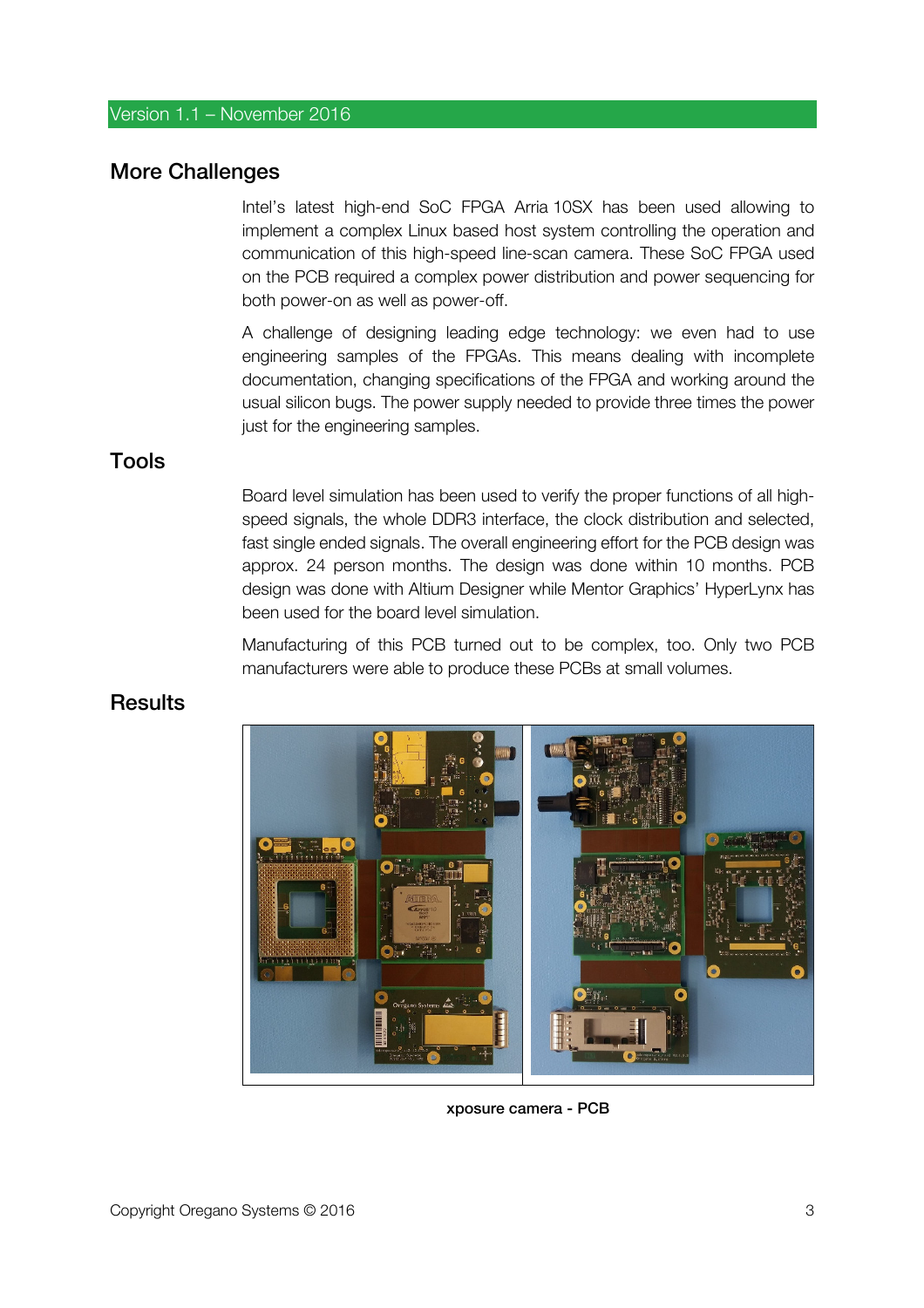## More Challenges

Intel's latest high-end SoC FPGA Arria 10SX has been used allowing to implement a complex Linux based host system controlling the operation and communication of this high-speed line-scan camera. These SoC FPGA used on the PCB required a complex power distribution and power sequencing for both power-on as well as power-off.

A challenge of designing leading edge technology: we even had to use engineering samples of the FPGAs. This means dealing with incomplete documentation, changing specifications of the FPGA and working around the usual silicon bugs. The power supply needed to provide three times the power just for the engineering samples.

## Tools

Board level simulation has been used to verify the proper functions of all high-speed signals, the whole DDR3 interface, the clock distribution and selected, fast single ended signals. The overall engineering effort for the PCB design was approx. 24 person months. The design was done within 10 months. PCB design was done with Altium Designer while Mentor Graphics' HyperLynx has been used for the board level simulation.

Manufacturing of this PCB turned out to be complex, too. Only two PCB manufacturers were able to produce these PCBs at small volumes.

## Results

**xposure camera - PCB**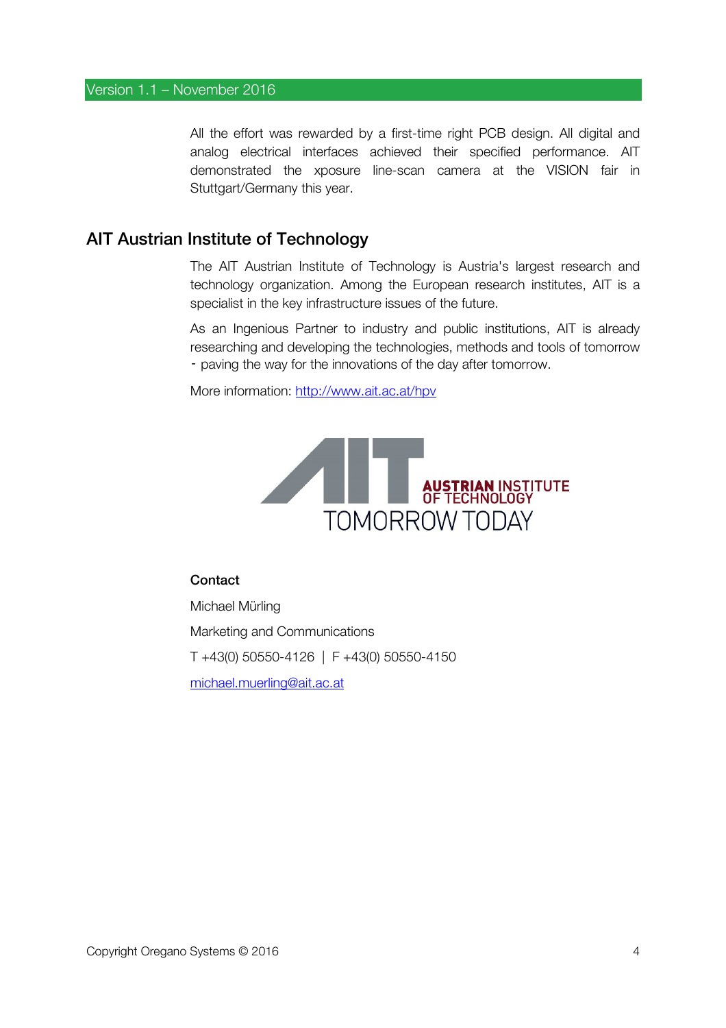All the effort was rewarded by a first-time right PCB design. All digital and analog electrical interfaces achieved their specified performance. AIT demonstrated the xposure line-scan camera at the VISION fair in Stuttgart/Germany this year.

## AIT Austrian Institute of Technology

The AIT Austrian Institute of Technology is Austria's largest research and technology organization. Among the European research institutes, AIT is a specialist in the key infrastructure issues of the future.

As an Ingenious Partner to industry and public institutions, AIT is already researching and developing the technologies, methods and tools of tomorrow - paving the way for the innovations of the day after tomorrow.

More information: http://www.ait.ac.at/hpv

AIT AUSTRIAN INSTITUTE OF TECHNOLOGY
TOMORROW TODAY

**Contact**

Michael Mürling

Marketing and Communications

T +43(0) 50550-4126 | F +43(0) 50550-4150

michael.muerling@ait.ac.at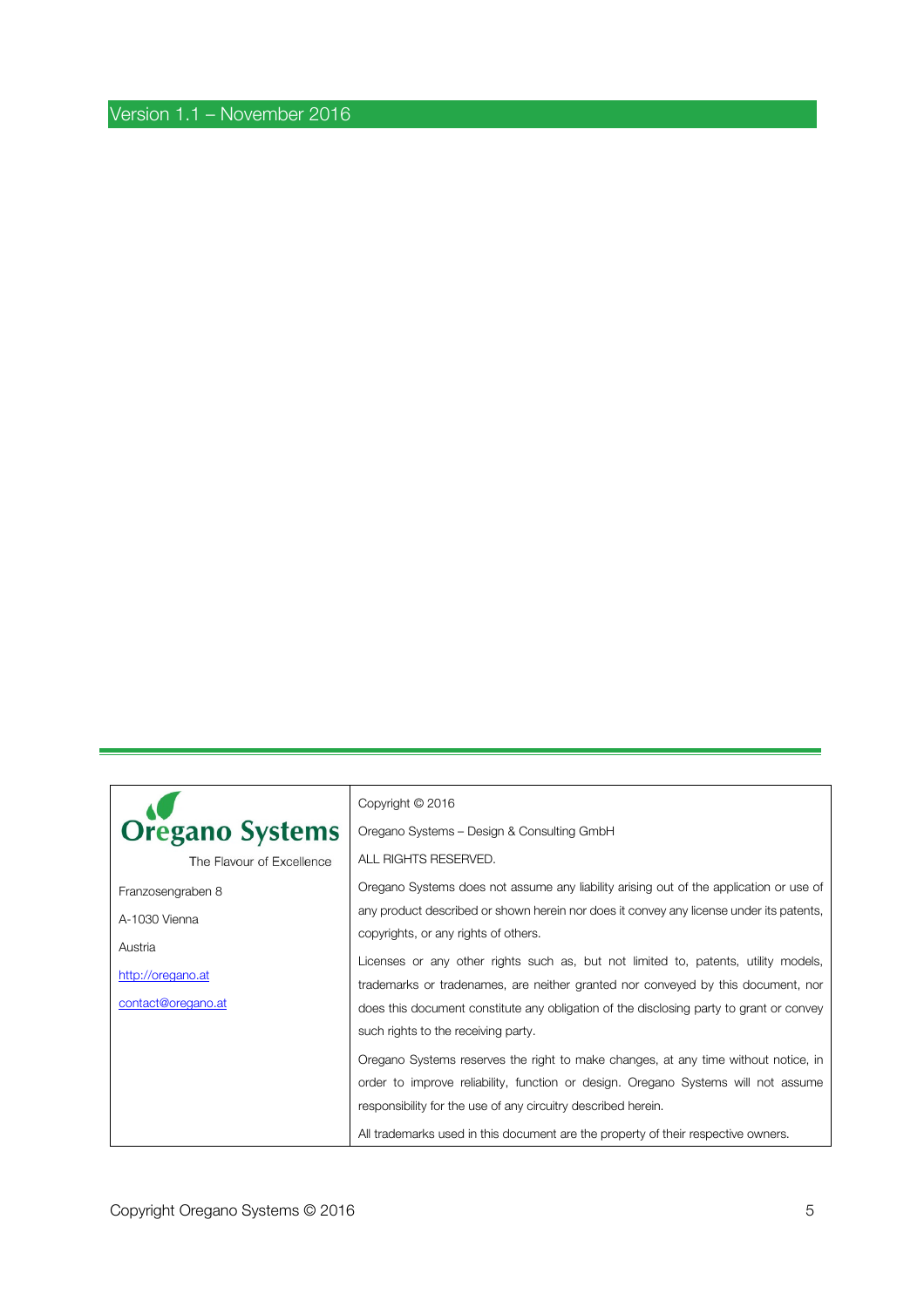Version 1.1 – November 2016

| | |
|---|---|
| **Oregano Systems**<br>The Flavour of Excellence<br><br>Franzosengraben 8<br><br>A-1030 Vienna<br><br>Austria<br><br>http://oregano.at<br><br>contact@oregano.at | Copyright © 2016<br><br>Oregano Systems – Design & Consulting GmbH<br><br>ALL RIGHTS RESERVED.<br><br>Oregano Systems does not assume any liability arising out of the application or use of any product described or shown herein nor does it convey any license under its patents, copyrights, or any rights of others.<br><br>Licenses or any other rights such as, but not limited to, patents, utility models, trademarks or tradenames, are neither granted nor conveyed by this document, nor does this document constitute any obligation of the disclosing party to grant or convey such rights to the receiving party.<br><br>Oregano Systems reserves the right to make changes, at any time without notice, in order to improve reliability, function or design. Oregano Systems will not assume responsibility for the use of any circuitry described herein.<br><br>All trademarks used in this document are the property of their respective owners. |